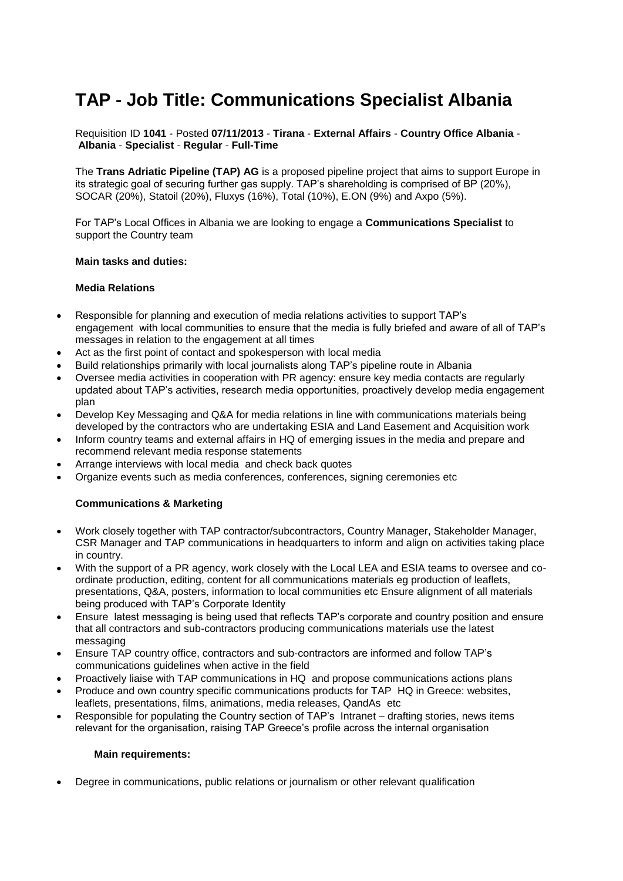# TAP - Job Title: Communications Specialist Albania

Requisition ID **1041** - Posted **07/11/2013** - **Tirana** - **External Affairs** - **Country Office Albania** - **Albania** - **Specialist** - **Regular** - **Full-Time**

The **Trans Adriatic Pipeline (TAP) AG** is a proposed pipeline project that aims to support Europe in its strategic goal of securing further gas supply. TAP's shareholding is comprised of BP (20%), SOCAR (20%), Statoil (20%), Fluxys (16%), Total (10%), E.ON (9%) and Axpo (5%).

For TAP's Local Offices in Albania we are looking to engage a **Communications Specialist** to support the Country team

**Main tasks and duties:**

**Media Relations**

- Responsible for planning and execution of media relations activities to support TAP's engagement with local communities to ensure that the media is fully briefed and aware of all of TAP's messages in relation to the engagement at all times
- Act as the first point of contact and spokesperson with local media
- Build relationships primarily with local journalists along TAP's pipeline route in Albania
- Oversee media activities in cooperation with PR agency: ensure key media contacts are regularly updated about TAP's activities, research media opportunities, proactively develop media engagement plan
- Develop Key Messaging and Q&A for media relations in line with communications materials being developed by the contractors who are undertaking ESIA and Land Easement and Acquisition work
- Inform country teams and external affairs in HQ of emerging issues in the media and prepare and recommend relevant media response statements
- Arrange interviews with local media and check back quotes
- Organize events such as media conferences, conferences, signing ceremonies etc

**Communications & Marketing**

- Work closely together with TAP contractor/subcontractors, Country Manager, Stakeholder Manager, CSR Manager and TAP communications in headquarters to inform and align on activities taking place in country.
- With the support of a PR agency, work closely with the Local LEA and ESIA teams to oversee and co-ordinate production, editing, content for all communications materials eg production of leaflets, presentations, Q&A, posters, information to local communities etc Ensure alignment of all materials being produced with TAP's Corporate Identity
- Ensure latest messaging is being used that reflects TAP's corporate and country position and ensure that all contractors and sub-contractors producing communications materials use the latest messaging
- Ensure TAP country office, contractors and sub-contractors are informed and follow TAP's communications guidelines when active in the field
- Proactively liaise with TAP communications in HQ and propose communications actions plans
- Produce and own country specific communications products for TAP HQ in Greece: websites, leaflets, presentations, films, animations, media releases, QandAs etc
- Responsible for populating the Country section of TAP's Intranet – drafting stories, news items relevant for the organisation, raising TAP Greece's profile across the internal organisation

**Main requirements:**

- Degree in communications, public relations or journalism or other relevant qualification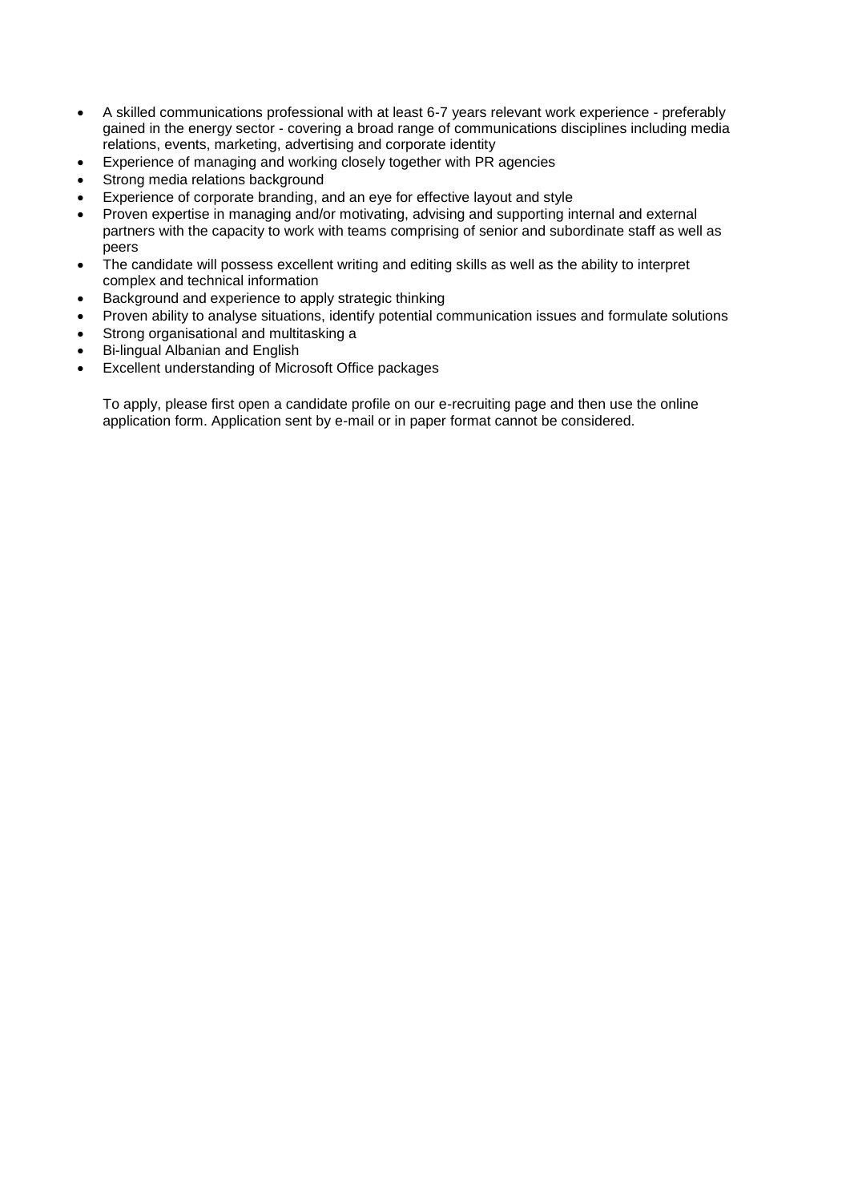- A skilled communications professional with at least 6-7 years relevant work experience - preferably gained in the energy sector - covering a broad range of communications disciplines including media relations, events, marketing, advertising and corporate identity
- Experience of managing and working closely together with PR agencies
- Strong media relations background
- Experience of corporate branding, and an eye for effective layout and style
- Proven expertise in managing and/or motivating, advising and supporting internal and external partners with the capacity to work with teams comprising of senior and subordinate staff as well as peers
- The candidate will possess excellent writing and editing skills as well as the ability to interpret complex and technical information
- Background and experience to apply strategic thinking
- Proven ability to analyse situations, identify potential communication issues and formulate solutions
- Strong organisational and multitasking a
- Bi-lingual Albanian and English
- Excellent understanding of Microsoft Office packages

To apply, please first open a candidate profile on our e-recruiting page and then use the online application form. Application sent by e-mail or in paper format cannot be considered.